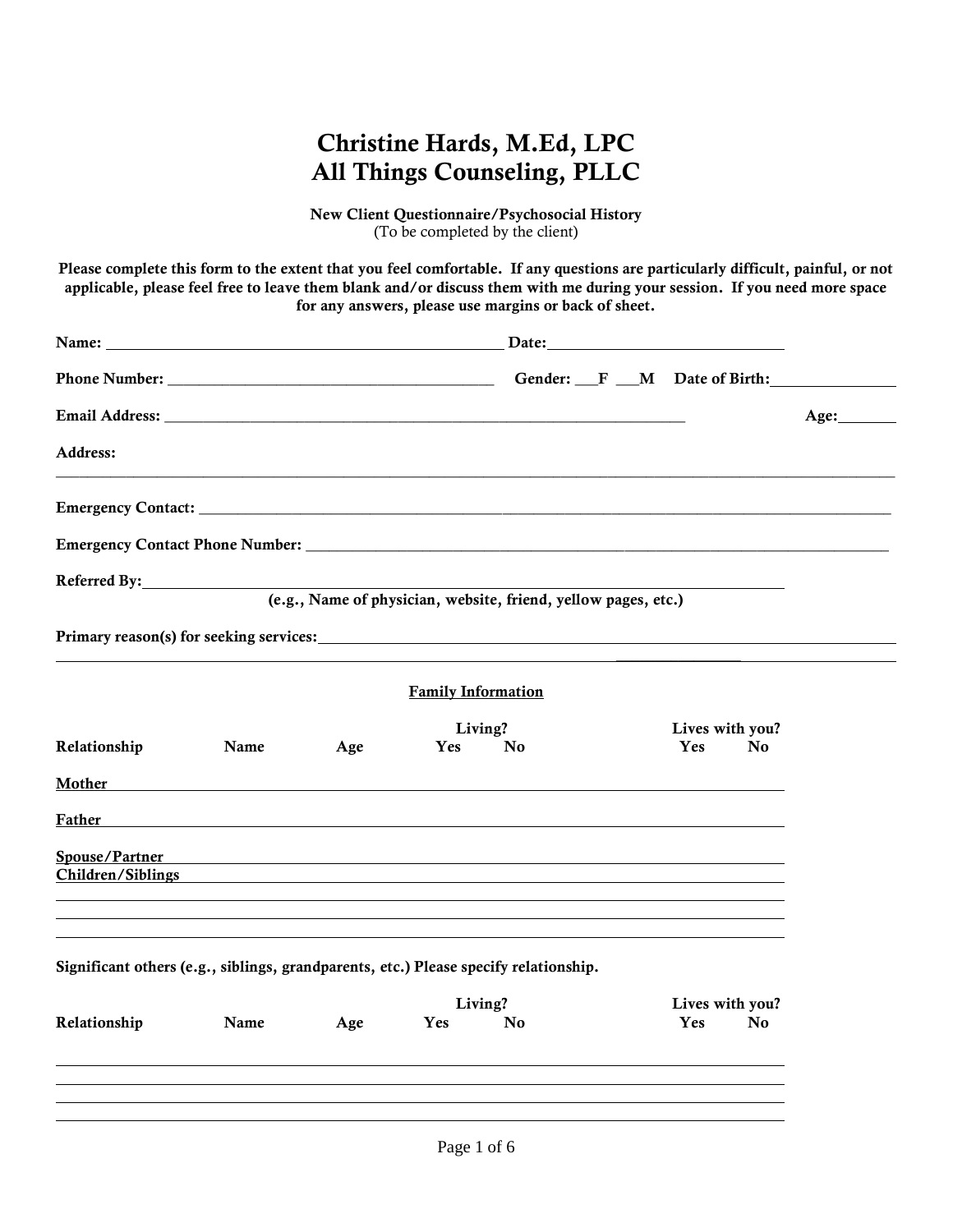# Christine Hards, M.Ed, LPC
# All Things Counseling, PLLC

**New Client Questionnaire/Psychosocial History**
(To be completed by the client)

**Please complete this form to the extent that you feel comfortable. If any questions are particularly difficult, painful, or not applicable, please feel free to leave them blank and/or discuss them with me during your session. If you need more space for any answers, please use margins or back of sheet.**

**Name:** ______________________________ **Date:** ____________________

**Phone Number:** ______________________________ **Gender:** ___F ___M **Date of Birth:** ____________

**Email Address:** ______________________________________________ **Age:** ______

**Address:**

_______________________________________________________________________________

**Emergency Contact:** __________________________________________________________

**Emergency Contact Phone Number:** _____________________________________________

**Referred By:** ________________________________________________________________
**(e.g., Name of physician, website, friend, yellow pages, etc.)**

**Primary reason(s) for seeking services:** ____________________________________________

_______________________________________________________________________________

## Family Information

| Relationship | Name | Age | Living? Yes | Living? No | Lives with you? Yes | Lives with you? No |
|---|---|---|---|---|---|---|
| **Mother** | | | | | | |
| **Father** | | | | | | |
| **Spouse/Partner** | | | | | | |
| **Children/Siblings** | | | | | | |
| | | | | | | |
| | | | | | | |
| | | | | | | |

**Significant others (e.g., siblings, grandparents, etc.) Please specify relationship.**

| Relationship | Name | Age | Living? Yes | Living? No | Lives with you? Yes | Lives with you? No |
|---|---|---|---|---|---|---|
| | | | | | | |
| | | | | | | |
| | | | | | | |
| | | | | | | |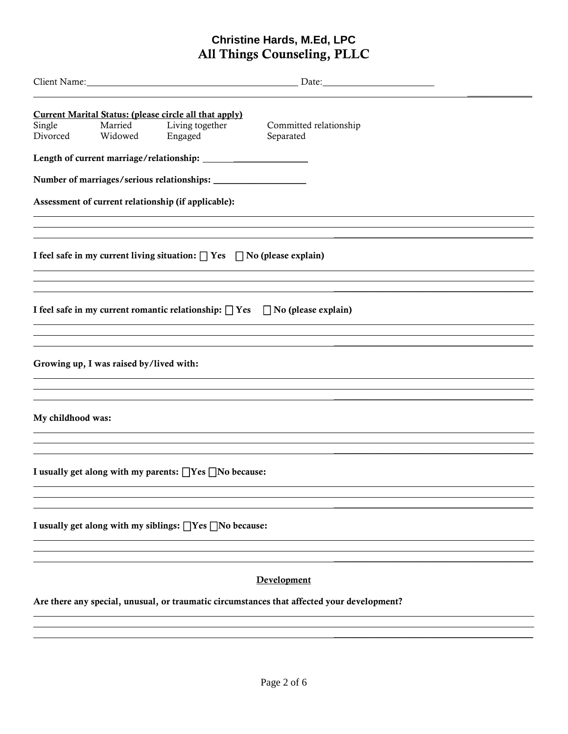**Christine Hards, M.Ed, LPC**
**All Things Counseling, PLLC**

Client Name:______________________________ Date:____________________

**Current Marital Status: (please circle all that apply)**

| | | | |
|---|---|---|---|
| Single | Married | Living together | Committed relationship |
| Divorced | Widowed | Engaged | Separated |

**Length of current marriage/relationship:** ____________________

**Number of marriages/serious relationships:** ____________________

**Assessment of current relationship (if applicable):**

______________________________________________________________________
______________________________________________________________________
______________________________________________________________________

**I feel safe in my current living situation:** ☐ **Yes** ☐ **No (please explain)**

______________________________________________________________________
______________________________________________________________________
______________________________________________________________________

**I feel safe in my current romantic relationship:** ☐ **Yes** ☐ **No (please explain)**

______________________________________________________________________
______________________________________________________________________
______________________________________________________________________

**Growing up, I was raised by/lived with:**

______________________________________________________________________
______________________________________________________________________
______________________________________________________________________

**My childhood was:**

______________________________________________________________________
______________________________________________________________________
______________________________________________________________________

**I usually get along with my parents:** ☐**Yes** ☐**No because:**

______________________________________________________________________
______________________________________________________________________
______________________________________________________________________

**I usually get along with my siblings:** ☐**Yes** ☐**No because:**

______________________________________________________________________
______________________________________________________________________
______________________________________________________________________

## Development

**Are there any special, unusual, or traumatic circumstances that affected your development?**

______________________________________________________________________
______________________________________________________________________
______________________________________________________________________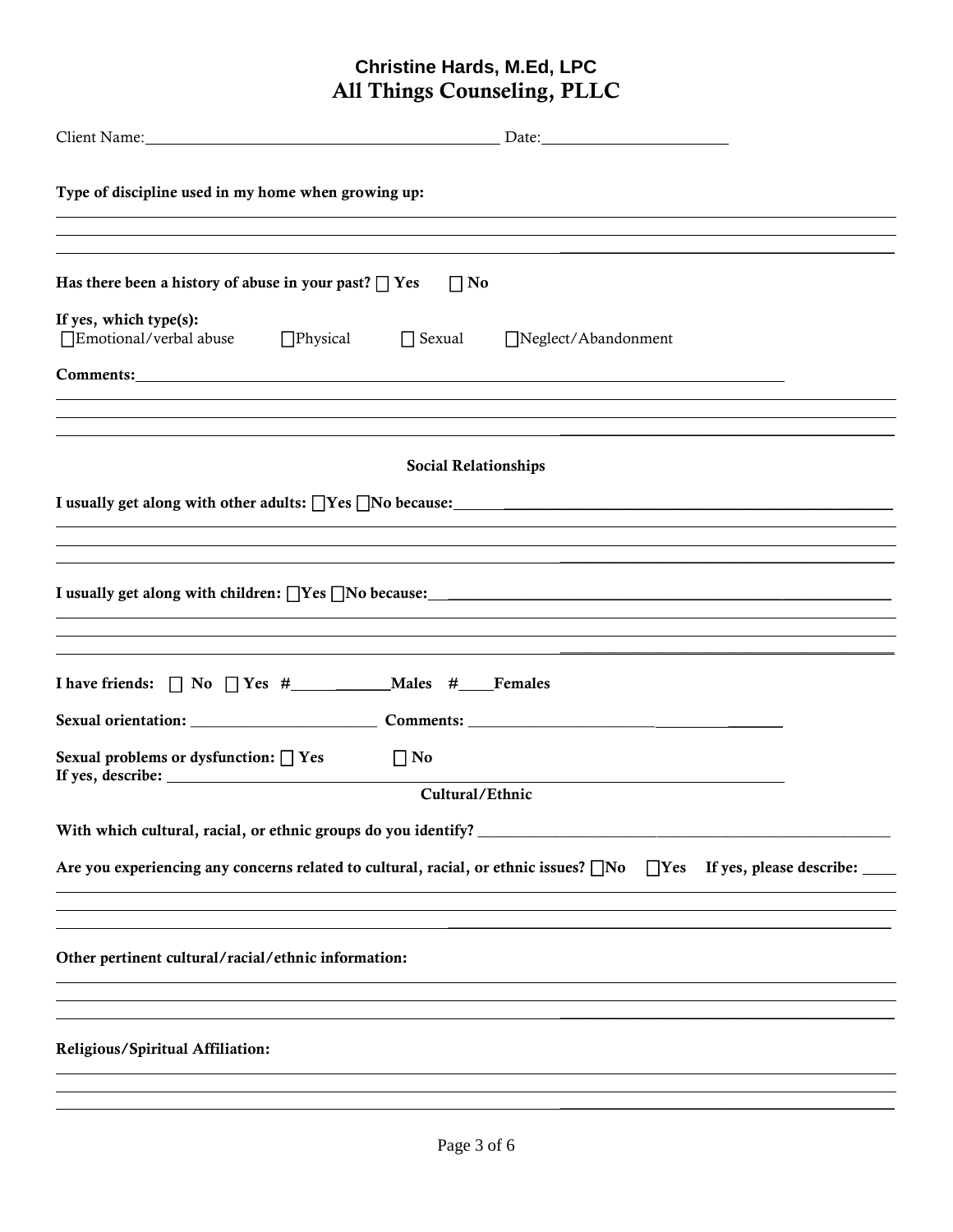**Christine Hards, M.Ed, LPC**
**All Things Counseling, PLLC**

Client Name: ______________________________ Date: ____________________

**Type of discipline used in my home when growing up:**

______________________________________________________________________

______________________________________________________________________

______________________________________________________________________

**Has there been a history of abuse in your past?** ☐ **Yes** ☐ **No**

**If yes, which type(s):**
☐Emotional/verbal abuse ☐Physical ☐ Sexual ☐Neglect/Abandonment

**Comments:** ______________________________________________________________

______________________________________________________________________

______________________________________________________________________

______________________________________________________________________

**Social Relationships**

**I usually get along with other adults:** ☐**Yes** ☐**No because:** ____________________________

______________________________________________________________________

______________________________________________________________________

______________________________________________________________________

**I usually get along with children:** ☐**Yes** ☐**No because:** ____________________________

______________________________________________________________________

______________________________________________________________________

______________________________________________________________________

**I have friends:** ☐ **No** ☐ **Yes #** ____________**Males #**____**Females**

**Sexual orientation:** ______________________ **Comments:** ______________________________

**Sexual problems or dysfunction:** ☐ **Yes** ☐ **No**
**If yes, describe:** ______________________________________________________________

**Cultural/Ethnic**

**With which cultural, racial, or ethnic groups do you identify?** ____________________________

**Are you experiencing any concerns related to cultural, racial, or ethnic issues?** ☐**No** ☐**Yes If yes, please describe:** ____

______________________________________________________________________

______________________________________________________________________

______________________________________________________________________

**Other pertinent cultural/racial/ethnic information:**

______________________________________________________________________

______________________________________________________________________

______________________________________________________________________

**Religious/Spiritual Affiliation:**

______________________________________________________________________

______________________________________________________________________

______________________________________________________________________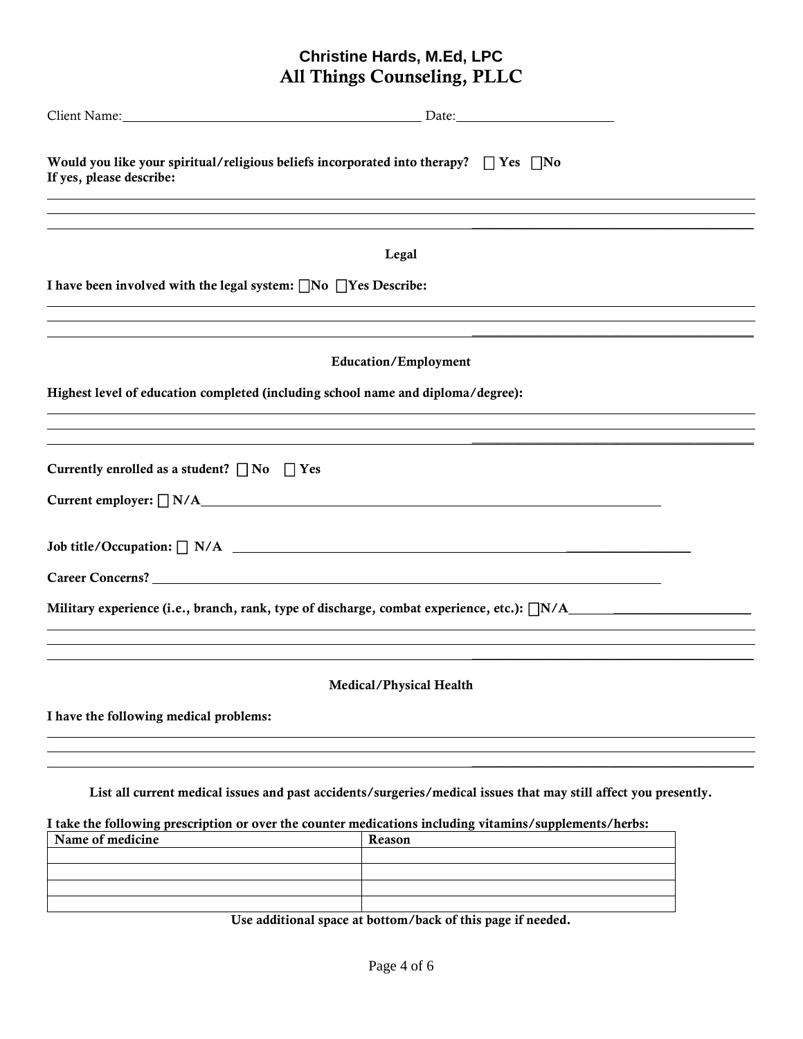**Christine Hards, M.Ed, LPC**
**All Things Counseling, PLLC**

Client Name:\_\_\_\_\_\_\_\_\_\_\_\_\_\_\_\_\_\_\_\_\_\_\_\_\_\_\_\_\_\_\_\_\_\_\_\_\_\_\_\_ Date:\_\_\_\_\_\_\_\_\_\_\_\_\_\_\_\_\_\_\_\_\_\_

**Would you like your spiritual/religious beliefs incorporated into therapy? ☐ Yes ☐No**
**If yes, please describe:**

\_\_\_\_\_\_\_\_\_\_\_\_\_\_\_\_\_\_\_\_\_\_\_\_\_\_\_\_\_\_\_\_\_\_\_\_\_\_\_\_\_\_\_\_\_\_\_\_\_\_\_\_\_\_\_\_\_\_\_\_\_\_\_\_\_\_\_\_\_\_\_\_\_\_\_\_\_\_\_\_\_\_\_\_\_\_\_\_\_\_\_\_\_\_

\_\_\_\_\_\_\_\_\_\_\_\_\_\_\_\_\_\_\_\_\_\_\_\_\_\_\_\_\_\_\_\_\_\_\_\_\_\_\_\_\_\_\_\_\_\_\_\_\_\_\_\_\_\_\_\_\_\_\_\_\_\_\_\_\_\_\_\_\_\_\_\_\_\_\_\_\_\_\_\_\_\_\_\_\_\_\_\_\_\_\_\_\_\_

\_\_\_\_\_\_\_\_\_\_\_\_\_\_\_\_\_\_\_\_\_\_\_\_\_\_\_\_\_\_\_\_\_\_\_\_\_\_\_\_\_\_\_\_\_\_\_\_\_\_\_\_\_\_\_\_\_\_\_\_\_\_\_\_\_\_\_\_\_\_\_\_\_\_\_\_\_\_\_\_\_\_\_\_\_\_\_\_\_\_\_\_\_\_

## Legal

**I have been involved with the legal system: ☐No ☐Yes Describe:**

\_\_\_\_\_\_\_\_\_\_\_\_\_\_\_\_\_\_\_\_\_\_\_\_\_\_\_\_\_\_\_\_\_\_\_\_\_\_\_\_\_\_\_\_\_\_\_\_\_\_\_\_\_\_\_\_\_\_\_\_\_\_\_\_\_\_\_\_\_\_\_\_\_\_\_\_\_\_\_\_\_\_\_\_\_\_\_\_\_\_\_\_\_\_

\_\_\_\_\_\_\_\_\_\_\_\_\_\_\_\_\_\_\_\_\_\_\_\_\_\_\_\_\_\_\_\_\_\_\_\_\_\_\_\_\_\_\_\_\_\_\_\_\_\_\_\_\_\_\_\_\_\_\_\_\_\_\_\_\_\_\_\_\_\_\_\_\_\_\_\_\_\_\_\_\_\_\_\_\_\_\_\_\_\_\_\_\_\_

\_\_\_\_\_\_\_\_\_\_\_\_\_\_\_\_\_\_\_\_\_\_\_\_\_\_\_\_\_\_\_\_\_\_\_\_\_\_\_\_\_\_\_\_\_\_\_\_\_\_\_\_\_\_\_\_\_\_\_\_\_\_\_\_\_\_\_\_\_\_\_\_\_\_\_\_\_\_\_\_\_\_\_\_\_\_\_\_\_\_\_\_\_\_

## Education/Employment

**Highest level of education completed (including school name and diploma/degree):**

\_\_\_\_\_\_\_\_\_\_\_\_\_\_\_\_\_\_\_\_\_\_\_\_\_\_\_\_\_\_\_\_\_\_\_\_\_\_\_\_\_\_\_\_\_\_\_\_\_\_\_\_\_\_\_\_\_\_\_\_\_\_\_\_\_\_\_\_\_\_\_\_\_\_\_\_\_\_\_\_\_\_\_\_\_\_\_\_\_\_\_\_\_\_

\_\_\_\_\_\_\_\_\_\_\_\_\_\_\_\_\_\_\_\_\_\_\_\_\_\_\_\_\_\_\_\_\_\_\_\_\_\_\_\_\_\_\_\_\_\_\_\_\_\_\_\_\_\_\_\_\_\_\_\_\_\_\_\_\_\_\_\_\_\_\_\_\_\_\_\_\_\_\_\_\_\_\_\_\_\_\_\_\_\_\_\_\_\_

\_\_\_\_\_\_\_\_\_\_\_\_\_\_\_\_\_\_\_\_\_\_\_\_\_\_\_\_\_\_\_\_\_\_\_\_\_\_\_\_\_\_\_\_\_\_\_\_\_\_\_\_\_\_\_\_\_\_\_\_\_\_\_\_\_\_\_\_\_\_\_\_\_\_\_\_\_\_\_\_\_\_\_\_\_\_\_\_\_\_\_\_\_\_

**Currently enrolled as a student? ☐ No ☐ Yes**

**Current employer: ☐ N/A**\_\_\_\_\_\_\_\_\_\_\_\_\_\_\_\_\_\_\_\_\_\_\_\_\_\_\_\_\_\_\_\_\_\_\_\_\_\_\_\_\_\_\_\_\_\_\_\_\_\_\_\_\_\_\_\_\_\_\_\_\_\_\_\_\_\_\_\_

**Job title/Occupation: ☐ N/A** \_\_\_\_\_\_\_\_\_\_\_\_\_\_\_\_\_\_\_\_\_\_\_\_\_\_\_\_\_\_\_\_\_\_\_\_\_\_\_\_\_\_\_\_\_\_\_\_\_\_\_\_\_\_\_\_\_\_\_\_\_\_\_\_\_\_\_

**Career Concerns?** \_\_\_\_\_\_\_\_\_\_\_\_\_\_\_\_\_\_\_\_\_\_\_\_\_\_\_\_\_\_\_\_\_\_\_\_\_\_\_\_\_\_\_\_\_\_\_\_\_\_\_\_\_\_\_\_\_\_\_\_\_\_\_\_\_\_\_\_\_\_\_\_\_\_

**Military experience (i.e., branch, rank, type of discharge, combat experience, etc.): ☐N/A**\_\_\_\_\_\_\_\_\_\_\_\_\_\_\_\_\_\_\_\_\_\_\_\_\_\_\_\_

\_\_\_\_\_\_\_\_\_\_\_\_\_\_\_\_\_\_\_\_\_\_\_\_\_\_\_\_\_\_\_\_\_\_\_\_\_\_\_\_\_\_\_\_\_\_\_\_\_\_\_\_\_\_\_\_\_\_\_\_\_\_\_\_\_\_\_\_\_\_\_\_\_\_\_\_\_\_\_\_\_\_\_\_\_\_\_\_\_\_\_\_\_\_

\_\_\_\_\_\_\_\_\_\_\_\_\_\_\_\_\_\_\_\_\_\_\_\_\_\_\_\_\_\_\_\_\_\_\_\_\_\_\_\_\_\_\_\_\_\_\_\_\_\_\_\_\_\_\_\_\_\_\_\_\_\_\_\_\_\_\_\_\_\_\_\_\_\_\_\_\_\_\_\_\_\_\_\_\_\_\_\_\_\_\_\_\_\_

\_\_\_\_\_\_\_\_\_\_\_\_\_\_\_\_\_\_\_\_\_\_\_\_\_\_\_\_\_\_\_\_\_\_\_\_\_\_\_\_\_\_\_\_\_\_\_\_\_\_\_\_\_\_\_\_\_\_\_\_\_\_\_\_\_\_\_\_\_\_\_\_\_\_\_\_\_\_\_\_\_\_\_\_\_\_\_\_\_\_\_\_\_\_

## Medical/Physical Health

**I have the following medical problems:**

\_\_\_\_\_\_\_\_\_\_\_\_\_\_\_\_\_\_\_\_\_\_\_\_\_\_\_\_\_\_\_\_\_\_\_\_\_\_\_\_\_\_\_\_\_\_\_\_\_\_\_\_\_\_\_\_\_\_\_\_\_\_\_\_\_\_\_\_\_\_\_\_\_\_\_\_\_\_\_\_\_\_\_\_\_\_\_\_\_\_\_\_\_\_

\_\_\_\_\_\_\_\_\_\_\_\_\_\_\_\_\_\_\_\_\_\_\_\_\_\_\_\_\_\_\_\_\_\_\_\_\_\_\_\_\_\_\_\_\_\_\_\_\_\_\_\_\_\_\_\_\_\_\_\_\_\_\_\_\_\_\_\_\_\_\_\_\_\_\_\_\_\_\_\_\_\_\_\_\_\_\_\_\_\_\_\_\_\_

\_\_\_\_\_\_\_\_\_\_\_\_\_\_\_\_\_\_\_\_\_\_\_\_\_\_\_\_\_\_\_\_\_\_\_\_\_\_\_\_\_\_\_\_\_\_\_\_\_\_\_\_\_\_\_\_\_\_\_\_\_\_\_\_\_\_\_\_\_\_\_\_\_\_\_\_\_\_\_\_\_\_\_\_\_\_\_\_\_\_\_\_\_\_

**List all current medical issues and past accidents/surgeries/medical issues that may still affect you presently.**

**I take the following prescription or over the counter medications including vitamins/supplements/herbs:**

| Name of medicine | Reason |
|---|---|
| | |
| | |
| | |
| | |

**Use additional space at bottom/back of this page if needed.**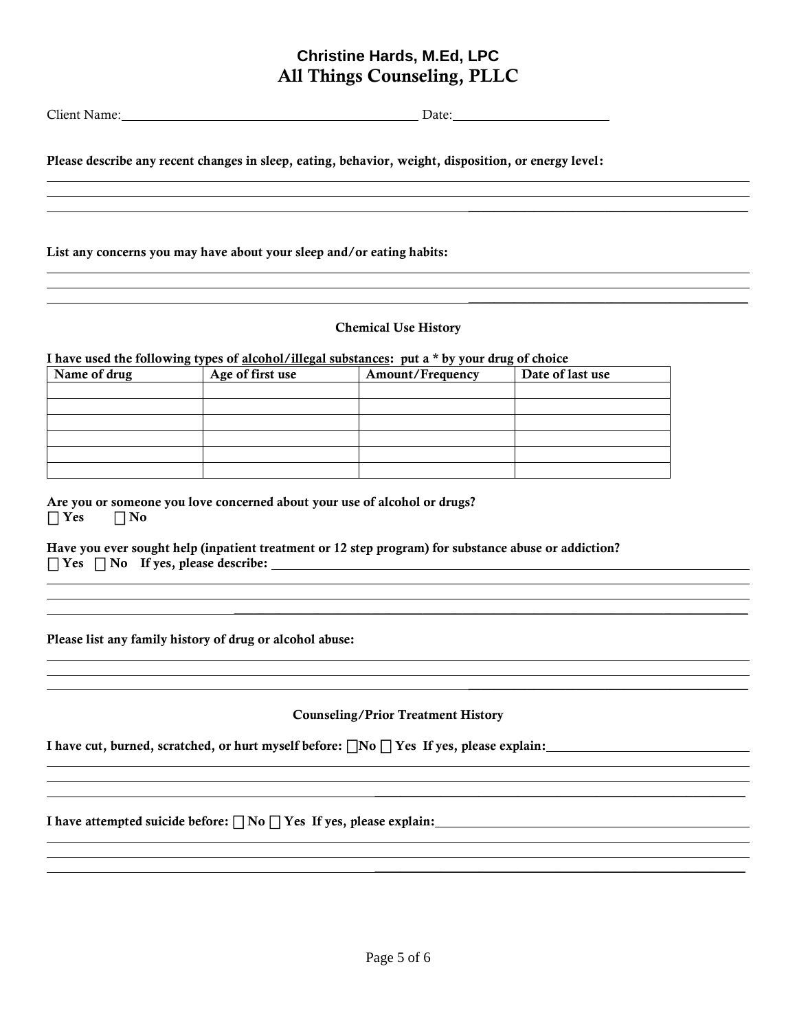**Christine Hards, M.Ed, LPC**
# All Things Counseling, PLLC

Client Name: ______________________________ Date: ________________

**Please describe any recent changes in sleep, eating, behavior, weight, disposition, or energy level:**

______________________________________________________________________________

______________________________________________________________________________

______________________________________________________________________________

**List any concerns you may have about your sleep and/or eating habits:**

______________________________________________________________________________

______________________________________________________________________________

______________________________________________________________________________

## Chemical Use History

**I have used the following types of alcohol/illegal substances: put a * by your drug of choice**

| Name of drug | Age of first use | Amount/Frequency | Date of last use |
|---|---|---|---|
| | | | |
| | | | |
| | | | |
| | | | |
| | | | |
| | | | |

**Are you or someone you love concerned about your use of alcohol or drugs?**
☐ **Yes** ☐ **No**

**Have you ever sought help (inpatient treatment or 12 step program) for substance abuse or addiction?**
☐ **Yes** ☐ **No If yes, please describe:** ______________________________________________

______________________________________________________________________________

______________________________________________________________________________

______________________________________________________________________________

**Please list any family history of drug or alcohol abuse:**

______________________________________________________________________________

______________________________________________________________________________

______________________________________________________________________________

## Counseling/Prior Treatment History

**I have cut, burned, scratched, or hurt myself before:** ☐**No** ☐ **Yes If yes, please explain:** ____________________

______________________________________________________________________________

______________________________________________________________________________

______________________________________________________________________________

**I have attempted suicide before:** ☐ **No** ☐ **Yes If yes, please explain:** ______________________________

______________________________________________________________________________

______________________________________________________________________________

______________________________________________________________________________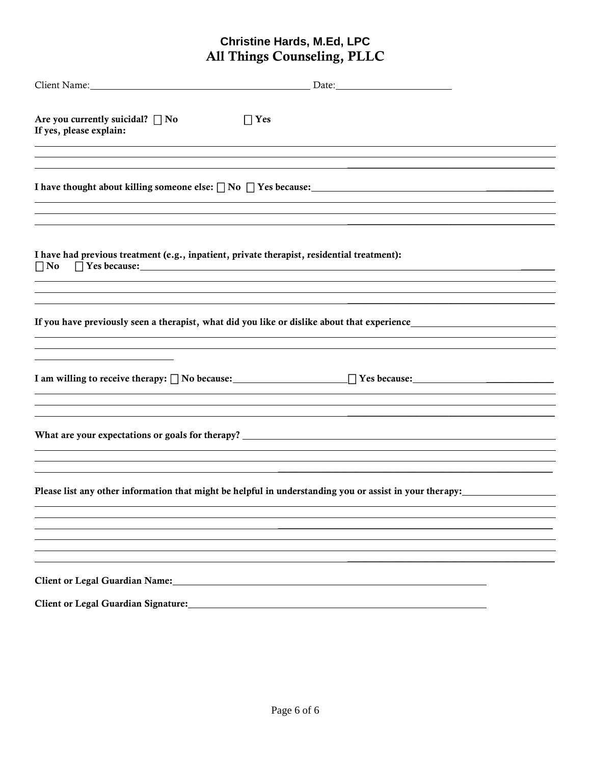**Christine Hards, M.Ed, LPC**
**All Things Counseling, PLLC**

Client Name: ______________________________ Date: ____________________

**Are you currently suicidal?** ☐ **No** ☐ **Yes**
**If yes, please explain:**

_______________________________________________________________________________

_______________________________________________________________________________

_______________________________________________________________________________

**I have thought about killing someone else:** ☐ **No** ☐ **Yes because:** ______________________________

_______________________________________________________________________________

_______________________________________________________________________________

_______________________________________________________________________________

**I have had previous treatment (e.g., inpatient, private therapist, residential treatment):**
☐ **No** ☐ **Yes because:** ______________________________________________________

_______________________________________________________________________________

_______________________________________________________________________________

_______________________________________________________________________________

**If you have previously seen a therapist, what did you like or dislike about that experience** ____________________

_______________________________________________________________________________

_______________________________________________________________________________

____________________

**I am willing to receive therapy:** ☐ **No because:** ____________________ ☐ **Yes because:** ____________________

_______________________________________________________________________________

_______________________________________________________________________________

_______________________________________________________________________________

**What are your expectations or goals for therapy?** ______________________________________________

_______________________________________________________________________________

_______________________________________________________________________________

_______________________________________________________________________________

**Please list any other information that might be helpful in understanding you or assist in your therapy:** ____________________

_______________________________________________________________________________

_______________________________________________________________________________

_______________________________________________________________________________

_______________________________________________________________________________

_______________________________________________________________________________

_______________________________________________________________________________

**Client or Legal Guardian Name:** ______________________________________________

**Client or Legal Guardian Signature:** ______________________________________________